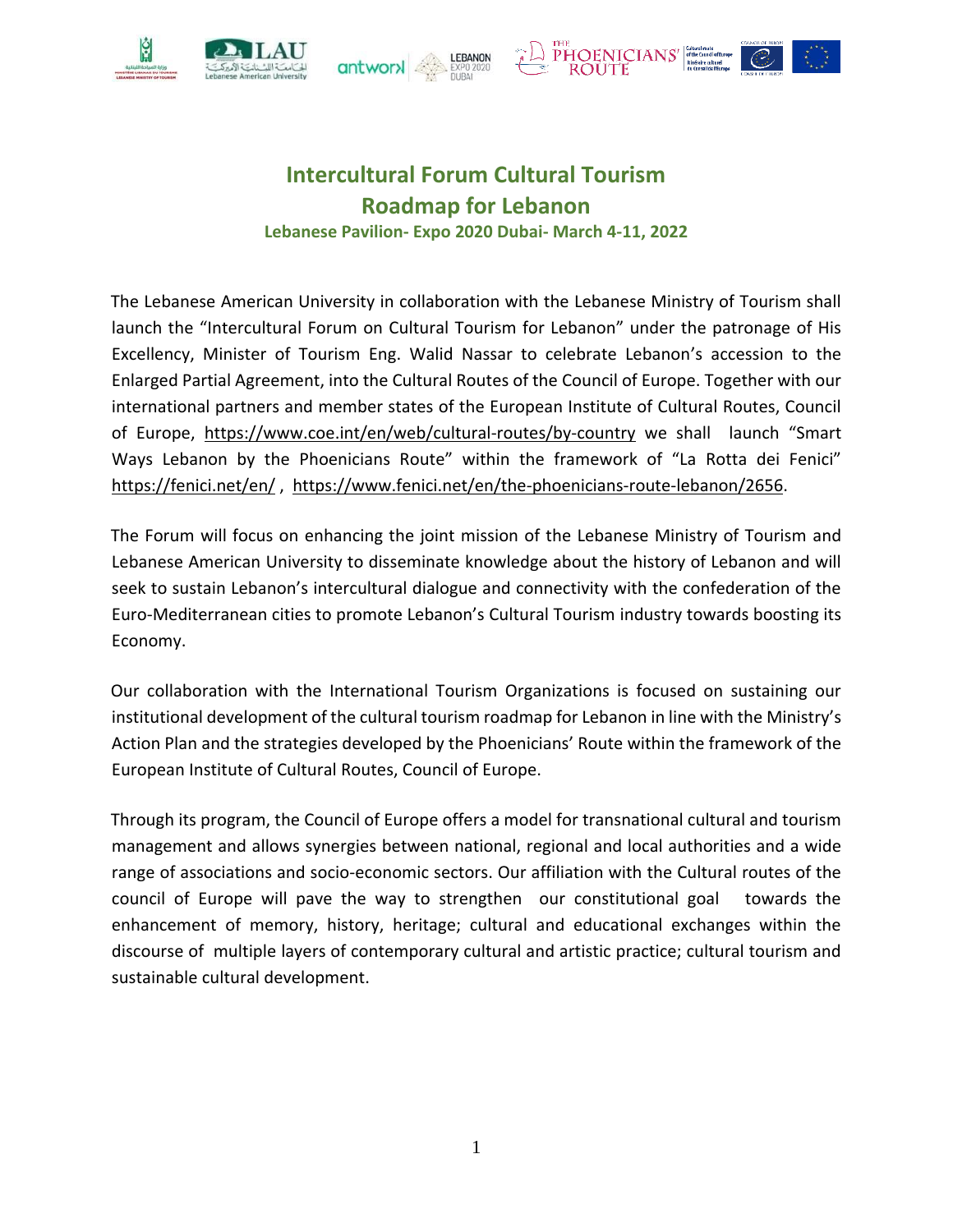# Intercultural Forum Cultural Tourism
# Roadmap for Lebanon

### Lebanese Pavilion- Expo 2020 Dubai- March 4-11, 2022

The Lebanese American University in collaboration with the Lebanese Ministry of Tourism shall launch the "Intercultural Forum on Cultural Tourism for Lebanon" under the patronage of His Excellency, Minister of Tourism Eng. Walid Nassar to celebrate Lebanon's accession to the Enlarged Partial Agreement, into the Cultural Routes of the Council of Europe. Together with our international partners and member states of the European Institute of Cultural Routes, Council of Europe, https://www.coe.int/en/web/cultural-routes/by-country we shall launch "Smart Ways Lebanon by the Phoenicians Route" within the framework of "La Rotta dei Fenici" https://fenici.net/en/ , https://www.fenici.net/en/the-phoenicians-route-lebanon/2656.

The Forum will focus on enhancing the joint mission of the Lebanese Ministry of Tourism and Lebanese American University to disseminate knowledge about the history of Lebanon and will seek to sustain Lebanon's intercultural dialogue and connectivity with the confederation of the Euro-Mediterranean cities to promote Lebanon's Cultural Tourism industry towards boosting its Economy.

Our collaboration with the International Tourism Organizations is focused on sustaining our institutional development of the cultural tourism roadmap for Lebanon in line with the Ministry's Action Plan and the strategies developed by the Phoenicians' Route within the framework of the European Institute of Cultural Routes, Council of Europe.

Through its program, the Council of Europe offers a model for transnational cultural and tourism management and allows synergies between national, regional and local authorities and a wide range of associations and socio-economic sectors. Our affiliation with the Cultural routes of the council of Europe will pave the way to strengthen our constitutional goal towards the enhancement of memory, history, heritage; cultural and educational exchanges within the discourse of multiple layers of contemporary cultural and artistic practice; cultural tourism and sustainable cultural development.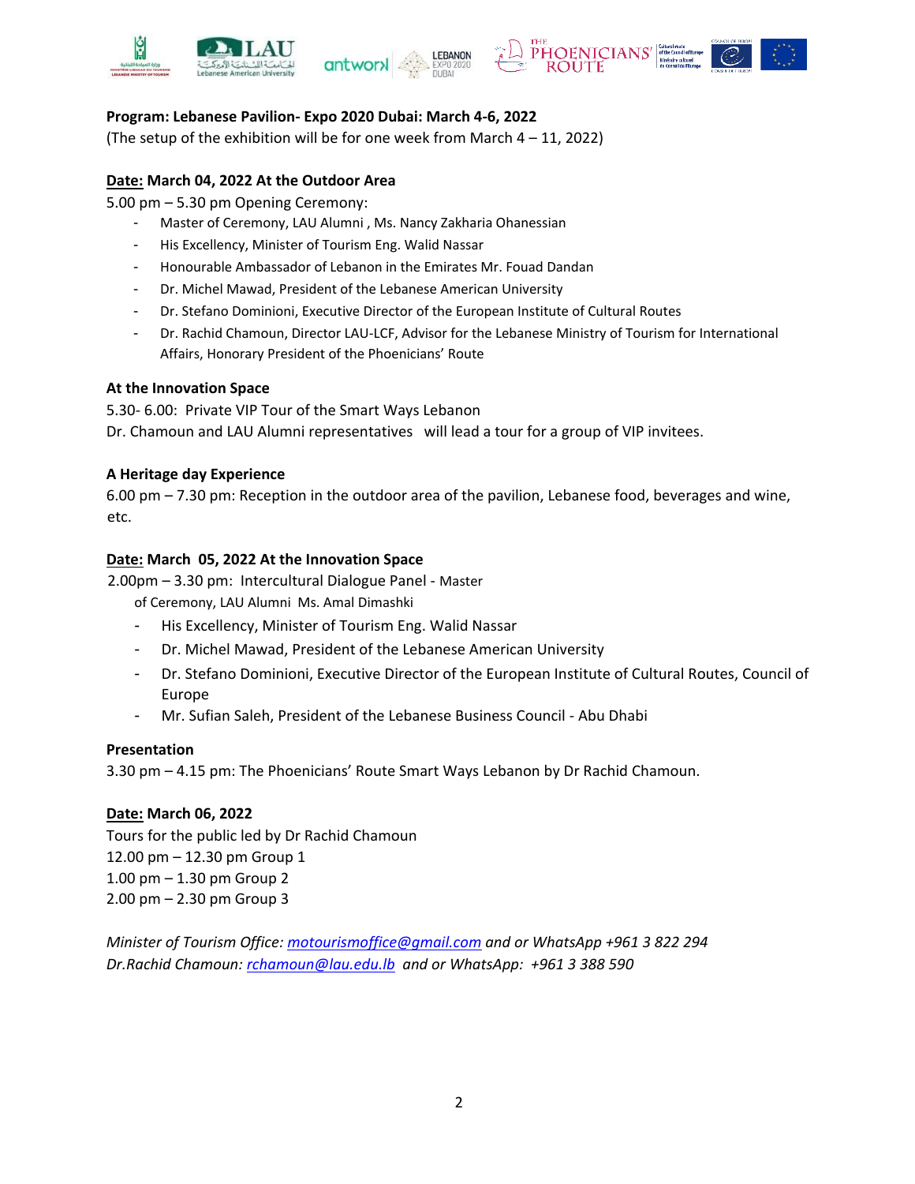**Program: Lebanese Pavilion- Expo 2020 Dubai: March 4-6, 2022**
(The setup of the exhibition will be for one week from March 4 – 11, 2022)

**Date: March 04, 2022 At the Outdoor Area**

5.00 pm – 5.30 pm Opening Ceremony:

- Master of Ceremony, LAU Alumni , Ms. Nancy Zakharia Ohanessian
- His Excellency, Minister of Tourism Eng. Walid Nassar
- Honourable Ambassador of Lebanon in the Emirates Mr. Fouad Dandan
- Dr. Michel Mawad, President of the Lebanese American University
- Dr. Stefano Dominioni, Executive Director of the European Institute of Cultural Routes
- Dr. Rachid Chamoun, Director LAU-LCF, Advisor for the Lebanese Ministry of Tourism for International Affairs, Honorary President of the Phoenicians' Route

**At the Innovation Space**

5.30- 6.00: Private VIP Tour of the Smart Ways Lebanon
Dr. Chamoun and LAU Alumni representatives will lead a tour for a group of VIP invitees.

**A Heritage day Experience**

6.00 pm – 7.30 pm: Reception in the outdoor area of the pavilion, Lebanese food, beverages and wine, etc.

**Date: March 05, 2022 At the Innovation Space**

2.00pm – 3.30 pm: Intercultural Dialogue Panel - Master of Ceremony, LAU Alumni Ms. Amal Dimashki

- His Excellency, Minister of Tourism Eng. Walid Nassar
- Dr. Michel Mawad, President of the Lebanese American University
- Dr. Stefano Dominioni, Executive Director of the European Institute of Cultural Routes, Council of Europe
- Mr. Sufian Saleh, President of the Lebanese Business Council - Abu Dhabi

**Presentation**

3.30 pm – 4.15 pm: The Phoenicians' Route Smart Ways Lebanon by Dr Rachid Chamoun.

**Date: March 06, 2022**

Tours for the public led by Dr Rachid Chamoun
12.00 pm – 12.30 pm Group 1
1.00 pm – 1.30 pm Group 2
2.00 pm – 2.30 pm Group 3

*Minister of Tourism Office: motourismoffice@gmail.com and or WhatsApp +961 3 822 294*
*Dr.Rachid Chamoun: rchamoun@lau.edu.lb and or WhatsApp: +961 3 388 590*